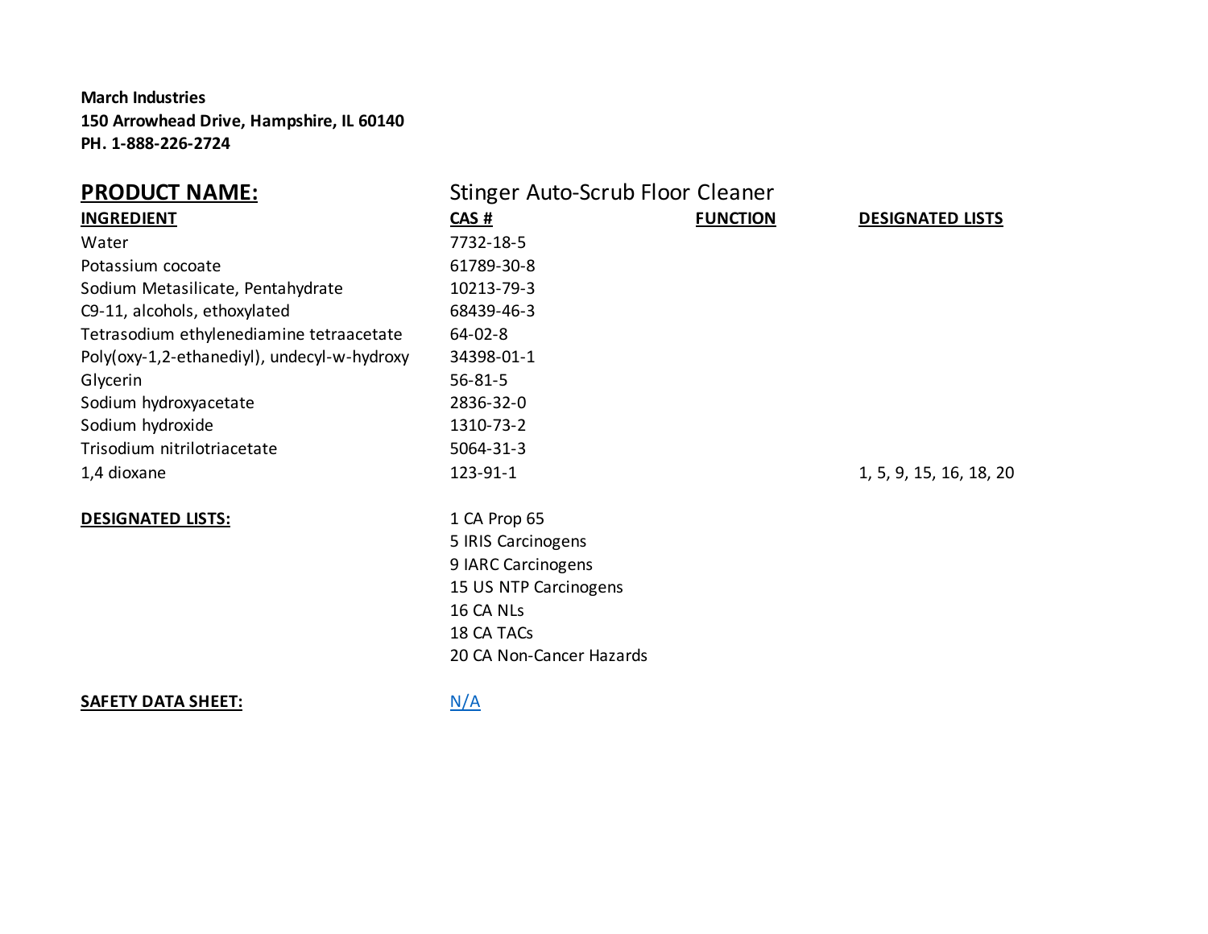**March Industries**
**150 Arrowhead Drive, Hampshire, IL 60140**
**PH. 1-888-226-2724**

| **PRODUCT NAME:** | Stinger Auto-Scrub Floor Cleaner | | |
|---|---|---|---|
| **INGREDIENT** | **CAS #** | **FUNCTION** | **DESIGNATED LISTS** |
| Water | 7732-18-5 | | |
| Potassium cocoate | 61789-30-8 | | |
| Sodium Metasilicate, Pentahydrate | 10213-79-3 | | |
| C9-11, alcohols, ethoxylated | 68439-46-3 | | |
| Tetrasodium ethylenediamine tetraacetate | 64-02-8 | | |
| Poly(oxy-1,2-ethanediyl), undecyl-w-hydroxy | 34398-01-1 | | |
| Glycerin | 56-81-5 | | |
| Sodium hydroxyacetate | 2836-32-0 | | |
| Sodium hydroxide | 1310-73-2 | | |
| Trisodium nitrilotriacetate | 5064-31-3 | | |
| 1,4 dioxane | 123-91-1 | | 1, 5, 9, 15, 16, 18, 20 |

**DESIGNATED LISTS:**

1 CA Prop 65
5 IRIS Carcinogens
9 IARC Carcinogens
15 US NTP Carcinogens
16 CA NLs
18 CA TACs
20 CA Non-Cancer Hazards

**SAFETY DATA SHEET:** N/A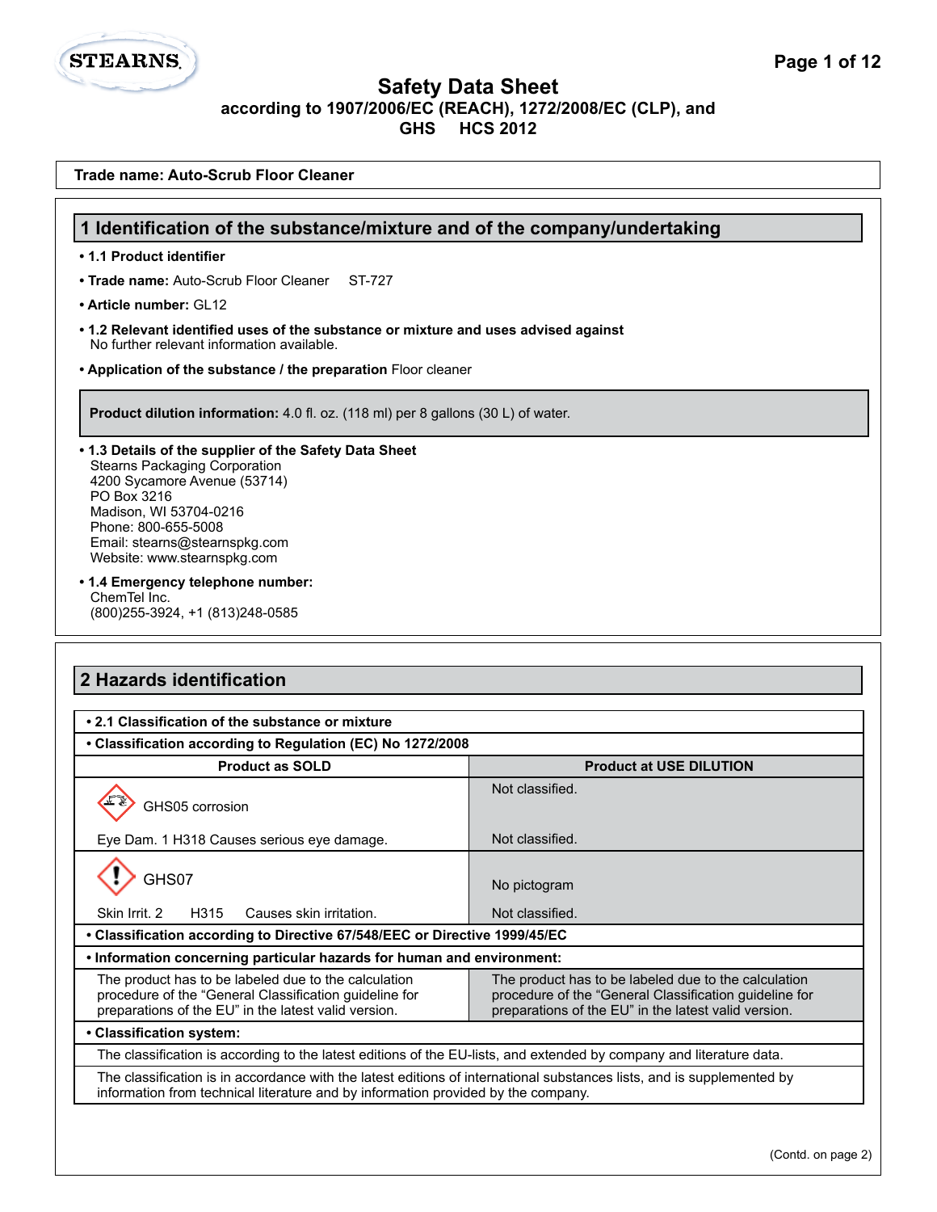# Safety Data Sheet

**according to 1907/2006/EC (REACH), 1272/2008/EC (CLP), and GHS HCS 2012**

**Trade name: Auto-Scrub Floor Cleaner**

## 1 Identification of the substance/mixture and of the company/undertaking

- **1.1 Product identifier**
- **Trade name:** Auto-Scrub Floor Cleaner ST-727
- **Article number:** GL12
- **1.2 Relevant identified uses of the substance or mixture and uses advised against**
  No further relevant information available.
- **Application of the substance / the preparation** Floor cleaner

**Product dilution information:** 4.0 fl. oz. (118 ml) per 8 gallons (30 L) of water.

- **1.3 Details of the supplier of the Safety Data Sheet**
  Stearns Packaging Corporation
  4200 Sycamore Avenue (53714)
  PO Box 3216
  Madison, WI 53704-0216
  Phone: 800-655-5008
  Email: stearns@stearnspkg.com
  Website: www.stearnspkg.com
- **1.4 Emergency telephone number:**
  ChemTel Inc.
  (800)255-3924, +1 (813)248-0585

## 2 Hazards identification

| • 2.1 Classification of the substance or mixture | |
|---|---|
| **• Classification according to Regulation (EC) No 1272/2008** | |
| **Product as SOLD** | **Product at USE DILUTION** |
| GHS05 corrosion | Not classified. |
| Eye Dam. 1 H318 Causes serious eye damage. | Not classified. |
| GHS07 | No pictogram |
| Skin Irrit. 2 H315 Causes skin irritation. | Not classified. |
| **• Classification according to Directive 67/548/EEC or Directive 1999/45/EC** | |
| **• Information concerning particular hazards for human and environment:** | |
| The product has to be labeled due to the calculation procedure of the "General Classification guideline for preparations of the EU" in the latest valid version. | The product has to be labeled due to the calculation procedure of the "General Classification guideline for preparations of the EU" in the latest valid version. |
| **• Classification system:** | |
| The classification is according to the latest editions of the EU-lists, and extended by company and literature data. | |
| The classification is in accordance with the latest editions of international substances lists, and is supplemented by information from technical literature and by information provided by the company. | |

(Contd. on page 2)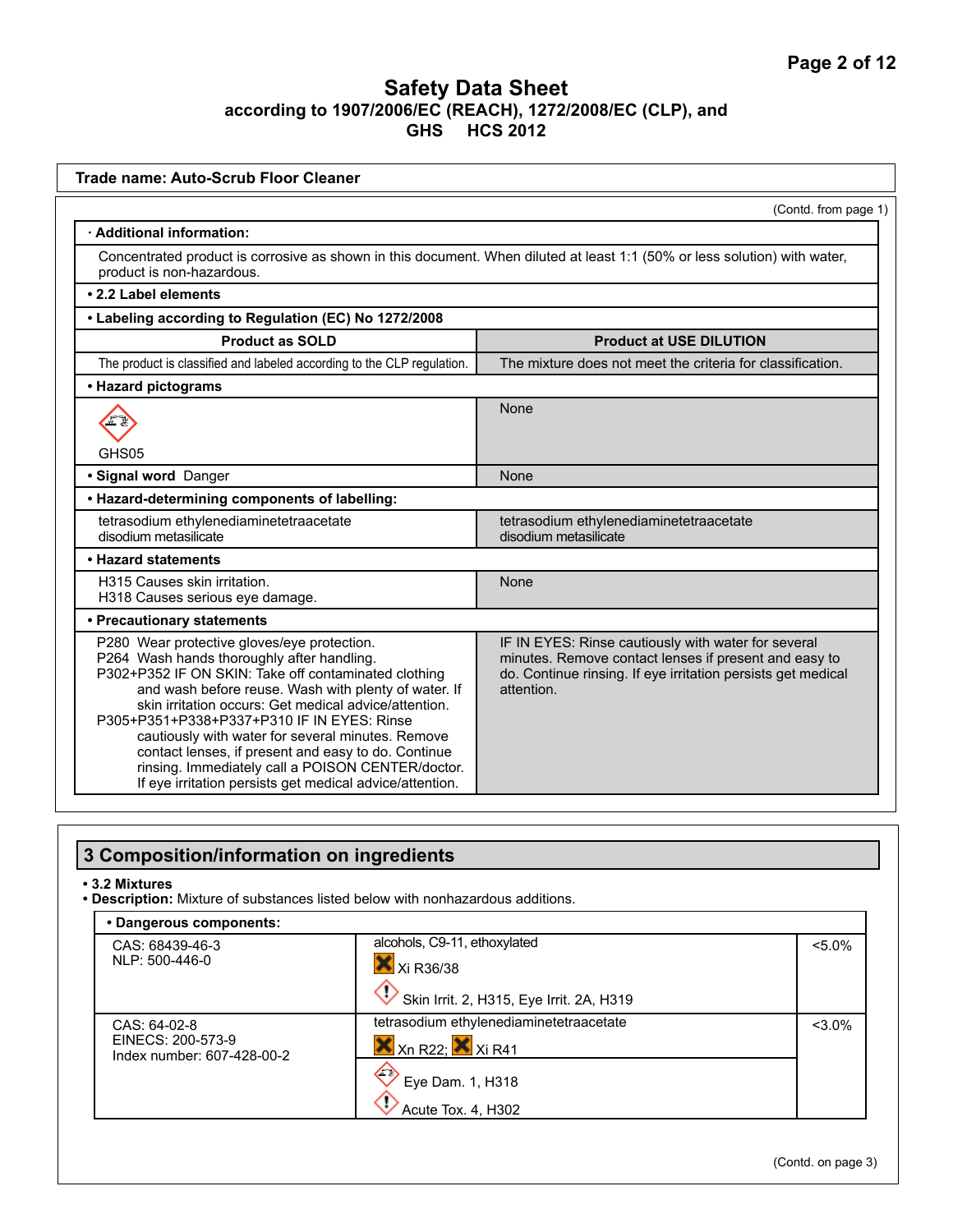**Safety Data Sheet**
**according to 1907/2006/EC (REACH), 1272/2008/EC (CLP), and GHS HCS 2012**

**Trade name: Auto-Scrub Floor Cleaner**

(Contd. from page 1)

**· Additional information:**

Concentrated product is corrosive as shown in this document. When diluted at least 1:1 (50% or less solution) with water, product is non-hazardous.

**• 2.2 Label elements**

**• Labeling according to Regulation (EC) No 1272/2008**

| Product as SOLD | Product at USE DILUTION |
|---|---|
| The product is classified and labeled according to the CLP regulation. | The mixture does not meet the criteria for classification. |
| **• Hazard pictograms** | |
| GHS05 | None |
| **• Signal word** Danger | None |
| **• Hazard-determining components of labelling:** | |
| tetrasodium ethylenediaminetetraacetate<br>disodium metasilicate | tetrasodium ethylenediaminetetraacetate<br>disodium metasilicate |
| **• Hazard statements** | |
| H315 Causes skin irritation.<br>H318 Causes serious eye damage. | None |
| **• Precautionary statements** | |
| P280 Wear protective gloves/eye protection.<br>P264 Wash hands thoroughly after handling.<br>P302+P352 IF ON SKIN: Take off contaminated clothing and wash before reuse. Wash with plenty of water. If skin irritation occurs: Get medical advice/attention.<br>P305+P351+P338+P337+P310 IF IN EYES: Rinse cautiously with water for several minutes. Remove contact lenses, if present and easy to do. Continue rinsing. Immediately call a POISON CENTER/doctor. If eye irritation persists get medical advice/attention. | IF IN EYES: Rinse cautiously with water for several minutes. Remove contact lenses if present and easy to do. Continue rinsing. If eye irritation persists get medical attention. |

## 3 Composition/information on ingredients

**• 3.2 Mixtures**

**• Description:** Mixture of substances listed below with nonhazardous additions.

| **• Dangerous components:** | | |
|---|---|---|
| CAS: 68439-46-3<br>NLP: 500-446-0 | alcohols, C9-11, ethoxylated<br>Xi R36/38<br>Skin Irrit. 2, H315, Eye Irrit. 2A, H319 | <5.0% |
| CAS: 64-02-8<br>EINECS: 200-573-9<br>Index number: 607-428-00-2 | tetrasodium ethylenediaminetetraacetate<br>Xn R22; Xi R41<br>Eye Dam. 1, H318<br>Acute Tox. 4, H302 | <3.0% |

(Contd. on page 3)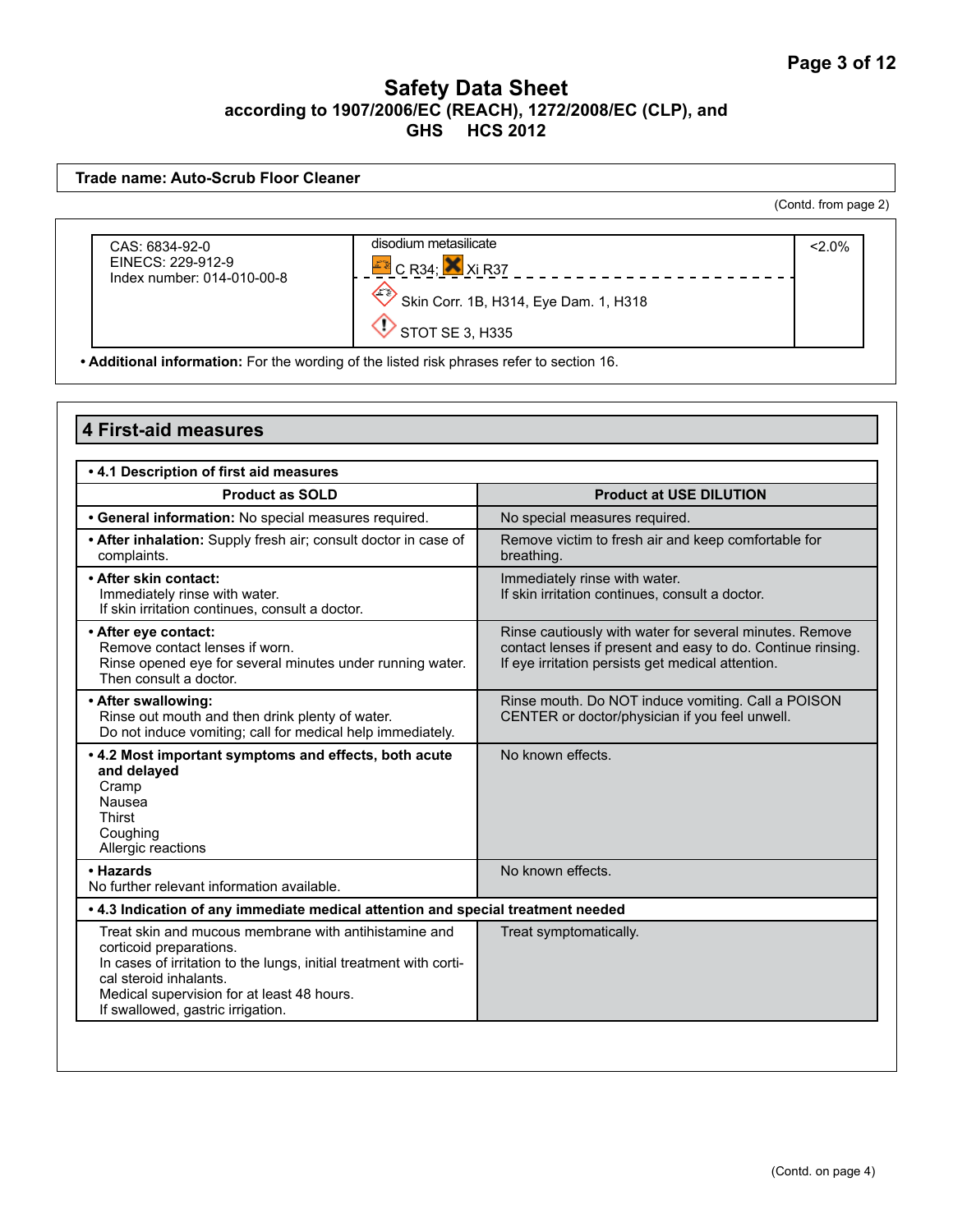# Safety Data Sheet

**according to 1907/2006/EC (REACH), 1272/2008/EC (CLP), and GHS HCS 2012**

**Trade name: Auto-Scrub Floor Cleaner**

(Contd. from page 2)

| | | |
|---|---|---|
| CAS: 6834-92-0<br>EINECS: 229-912-9<br>Index number: 014-010-00-8 | disodium metasilicate<br>C R34; Xi R37<br>Skin Corr. 1B, H314, Eye Dam. 1, H318<br>STOT SE 3, H335 | <2.0% |

**• Additional information:** For the wording of the listed risk phrases refer to section 16.

## 4 First-aid measures

**• 4.1 Description of first aid measures**

| Product as SOLD | Product at USE DILUTION |
|---|---|
| **• General information:** No special measures required. | No special measures required. |
| **• After inhalation:** Supply fresh air; consult doctor in case of complaints. | Remove victim to fresh air and keep comfortable for breathing. |
| **• After skin contact:**<br>Immediately rinse with water.<br>If skin irritation continues, consult a doctor. | Immediately rinse with water.<br>If skin irritation continues, consult a doctor. |
| **• After eye contact:**<br>Remove contact lenses if worn.<br>Rinse opened eye for several minutes under running water.<br>Then consult a doctor. | Rinse cautiously with water for several minutes. Remove contact lenses if present and easy to do. Continue rinsing.<br>If eye irritation persists get medical attention. |
| **• After swallowing:**<br>Rinse out mouth and then drink plenty of water.<br>Do not induce vomiting; call for medical help immediately. | Rinse mouth. Do NOT induce vomiting. Call a POISON CENTER or doctor/physician if you feel unwell. |
| **• 4.2 Most important symptoms and effects, both acute and delayed**<br>Cramp<br>Nausea<br>Thirst<br>Coughing<br>Allergic reactions | No known effects. |
| **• Hazards**<br>No further relevant information available. | No known effects. |

**• 4.3 Indication of any immediate medical attention and special treatment needed**

| Product as SOLD | Product at USE DILUTION |
|---|---|
| Treat skin and mucous membrane with antihistamine and corticoid preparations.<br>In cases of irritation to the lungs, initial treatment with cortical steroid inhalants.<br>Medical supervision for at least 48 hours.<br>If swallowed, gastric irrigation. | Treat symptomatically. |

(Contd. on page 4)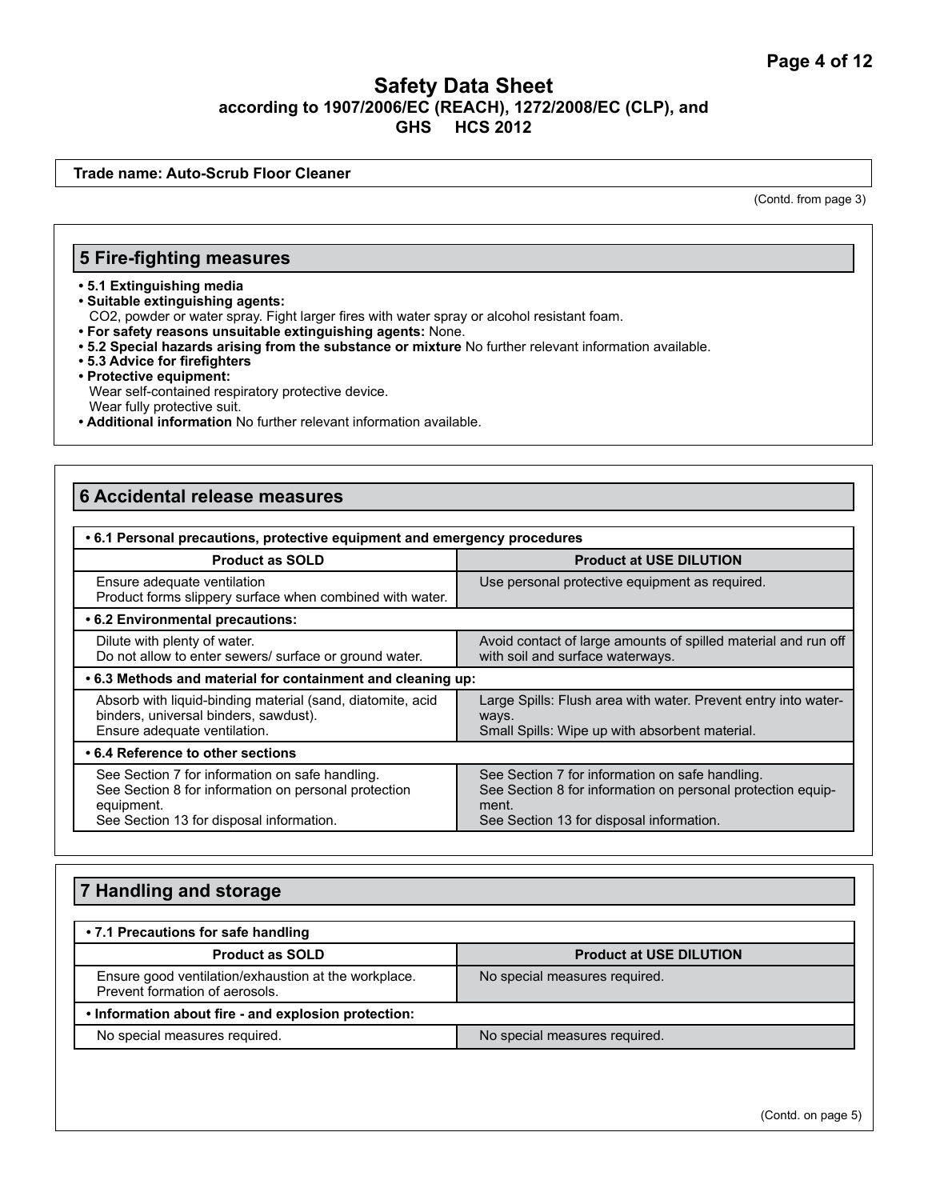**Trade name: Auto-Scrub Floor Cleaner**

(Contd. from page 3)

## 5 Fire-fighting measures

- **5.1 Extinguishing media**
- **Suitable extinguishing agents:**
  $CO_2$, powder or water spray. Fight larger fires with water spray or alcohol resistant foam.
- **For safety reasons unsuitable extinguishing agents:** None.
- **5.2 Special hazards arising from the substance or mixture** No further relevant information available.
- **5.3 Advice for firefighters**
- **Protective equipment:**
  Wear self-contained respiratory protective device.
  Wear fully protective suit.
- **Additional information** No further relevant information available.

## 6 Accidental release measures

| **• 6.1 Personal precautions, protective equipment and emergency procedures** | |
|---|---|
| **Product as SOLD** | **Product at USE DILUTION** |
| Ensure adequate ventilation<br>Product forms slippery surface when combined with water. | Use personal protective equipment as required. |
| **• 6.2 Environmental precautions:** | |
| Dilute with plenty of water.<br>Do not allow to enter sewers/ surface or ground water. | Avoid contact of large amounts of spilled material and run off with soil and surface waterways. |
| **• 6.3 Methods and material for containment and cleaning up:** | |
| Absorb with liquid-binding material (sand, diatomite, acid binders, universal binders, sawdust).<br>Ensure adequate ventilation. | Large Spills: Flush area with water. Prevent entry into waterways.<br>Small Spills: Wipe up with absorbent material. |
| **• 6.4 Reference to other sections** | |
| See Section 7 for information on safe handling.<br>See Section 8 for information on personal protection equipment.<br>See Section 13 for disposal information. | See Section 7 for information on safe handling.<br>See Section 8 for information on personal protection equipment.<br>See Section 13 for disposal information. |

## 7 Handling and storage

| **• 7.1 Precautions for safe handling** | |
|---|---|
| **Product as SOLD** | **Product at USE DILUTION** |
| Ensure good ventilation/exhaustion at the workplace.<br>Prevent formation of aerosols. | No special measures required. |
| **• Information about fire - and explosion protection:** | |
| No special measures required. | No special measures required. |

(Contd. on page 5)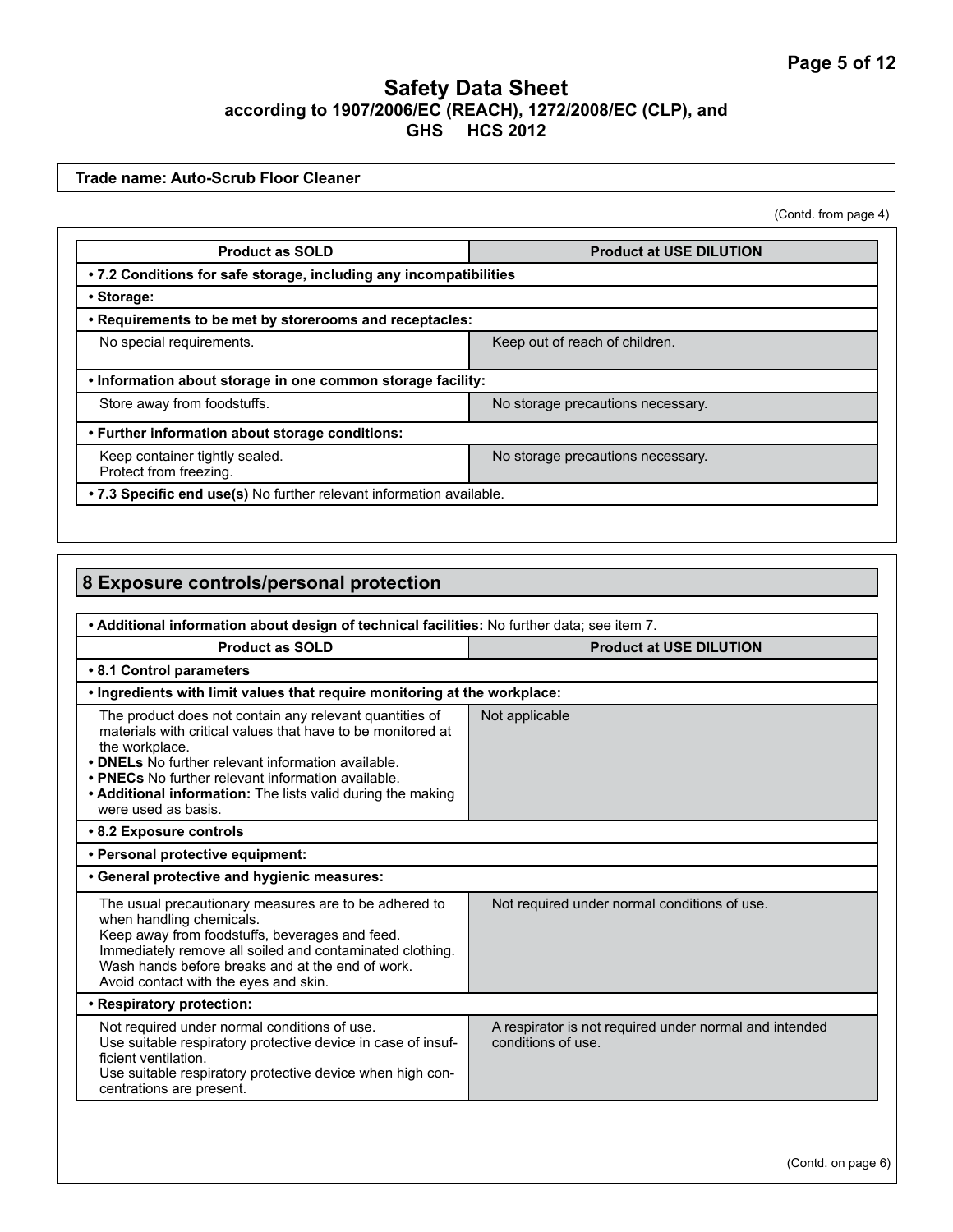# Safety Data Sheet

**according to 1907/2006/EC (REACH), 1272/2008/EC (CLP), and GHS HCS 2012**

**Trade name: Auto-Scrub Floor Cleaner**

(Contd. from page 4)

| Product as SOLD | Product at USE DILUTION |
|---|---|
| **• 7.2 Conditions for safe storage, including any incompatibilities** | |
| **• Storage:** | |
| **• Requirements to be met by storerooms and receptacles:** | |
| No special requirements. | Keep out of reach of children. |
| **• Information about storage in one common storage facility:** | |
| Store away from foodstuffs. | No storage precautions necessary. |
| **• Further information about storage conditions:** | |
| Keep container tightly sealed.<br>Protect from freezing. | No storage precautions necessary. |
| **• 7.3 Specific end use(s)** No further relevant information available. | |

## 8 Exposure controls/personal protection

**• Additional information about design of technical facilities:** No further data; see item 7.

| Product as SOLD | Product at USE DILUTION |
|---|---|
| **• 8.1 Control parameters** | |
| **• Ingredients with limit values that require monitoring at the workplace:** | |
| The product does not contain any relevant quantities of materials with critical values that have to be monitored at the workplace.<br>**• DNELs** No further relevant information available.<br>**• PNECs** No further relevant information available.<br>**• Additional information:** The lists valid during the making were used as basis. | Not applicable |
| **• 8.2 Exposure controls** | |
| **• Personal protective equipment:** | |
| **• General protective and hygienic measures:** | |
| The usual precautionary measures are to be adhered to when handling chemicals.<br>Keep away from foodstuffs, beverages and feed.<br>Immediately remove all soiled and contaminated clothing.<br>Wash hands before breaks and at the end of work.<br>Avoid contact with the eyes and skin. | Not required under normal conditions of use. |
| **• Respiratory protection:** | |
| Not required under normal conditions of use.<br>Use suitable respiratory protective device in case of insufficient ventilation.<br>Use suitable respiratory protective device when high concentrations are present. | A respirator is not required under normal and intended conditions of use. |

(Contd. on page 6)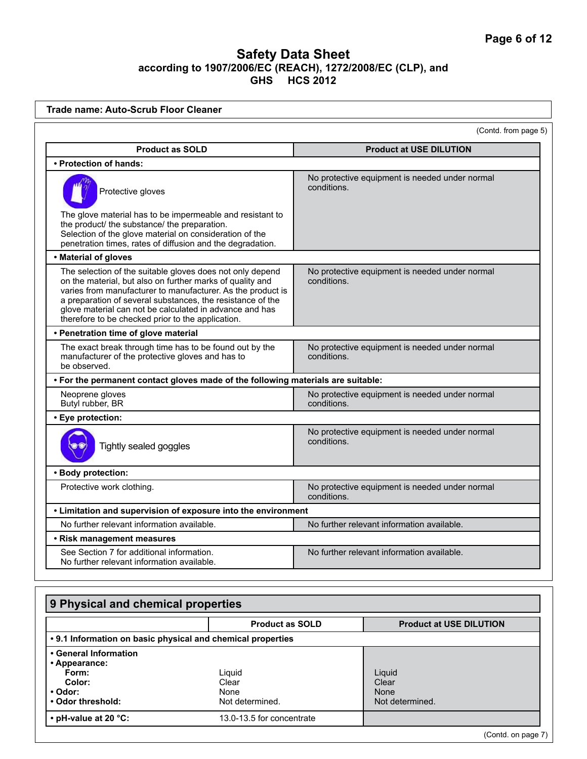# Safety Data Sheet

**according to 1907/2006/EC (REACH), 1272/2008/EC (CLP), and GHS HCS 2012**

**Trade name: Auto-Scrub Floor Cleaner**

(Contd. from page 5)

| Product as SOLD | Product at USE DILUTION |
|---|---|
| **• Protection of hands:** | |
| Protective gloves<br><br>The glove material has to be impermeable and resistant to the product/ the substance/ the preparation.<br>Selection of the glove material on consideration of the penetration times, rates of diffusion and the degradation. | No protective equipment is needed under normal conditions. |
| **• Material of gloves** | |
| The selection of the suitable gloves does not only depend on the material, but also on further marks of quality and varies from manufacturer to manufacturer. As the product is a preparation of several substances, the resistance of the glove material can not be calculated in advance and has therefore to be checked prior to the application. | No protective equipment is needed under normal conditions. |
| **• Penetration time of glove material** | |
| The exact break through time has to be found out by the manufacturer of the protective gloves and has to be observed. | No protective equipment is needed under normal conditions. |
| **• For the permanent contact gloves made of the following materials are suitable:** | |
| Neoprene gloves<br>Butyl rubber, BR | No protective equipment is needed under normal conditions. |
| **• Eye protection:** | |
| Tightly sealed goggles | No protective equipment is needed under normal conditions. |
| **• Body protection:** | |
| Protective work clothing. | No protective equipment is needed under normal conditions. |
| **• Limitation and supervision of exposure into the environment** | |
| No further relevant information available. | No further relevant information available. |
| **• Risk management measures** | |
| See Section 7 for additional information.<br>No further relevant information available. | No further relevant information available. |

## 9 Physical and chemical properties

| | Product as SOLD | Product at USE DILUTION |
|---|---|---|
| **• 9.1 Information on basic physical and chemical properties** | | |
| **• General Information** | | |
| **• Appearance:** | | |
| **Form:** | Liquid | Liquid |
| **Color:** | Clear | Clear |
| **• Odor:** | None | None |
| **• Odor threshold:** | Not determined. | Not determined. |
| **• pH-value at 20 °C:** | 13.0-13.5 for concentrate | |

(Contd. on page 7)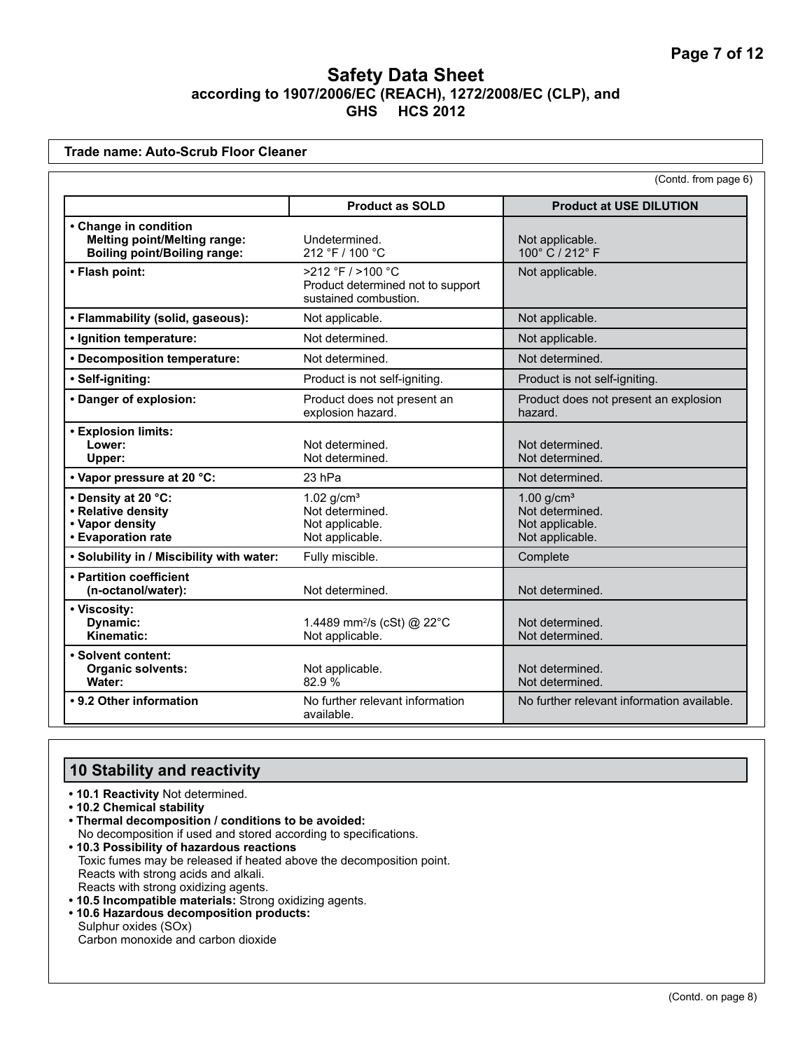Safety Data Sheet
according to 1907/2006/EC (REACH), 1272/2008/EC (CLP), and GHS HCS 2012

**Trade name: Auto-Scrub Floor Cleaner**

(Contd. from page 6)

| | Product as SOLD | Product at USE DILUTION |
|---|---|---|
| **• Change in condition**<br>**Melting point/Melting range:**<br>**Boiling point/Boiling range:** | Undetermined.<br>212 °F / 100 °C | Not applicable.<br>100° C / 212° F |
| **• Flash point:** | >212 °F / >100 °C<br>Product determined not to support sustained combustion. | Not applicable. |
| **• Flammability (solid, gaseous):** | Not applicable. | Not applicable. |
| **• Ignition temperature:** | Not determined. | Not applicable. |
| **• Decomposition temperature:** | Not determined. | Not determined. |
| **• Self-igniting:** | Product is not self-igniting. | Product is not self-igniting. |
| **• Danger of explosion:** | Product does not present an explosion hazard. | Product does not present an explosion hazard. |
| **• Explosion limits:**<br>**Lower:**<br>**Upper:** | Not determined.<br>Not determined. | Not determined.<br>Not determined. |
| **• Vapor pressure at 20 °C:** | 23 hPa | Not determined. |
| **• Density at 20 °C:**<br>**• Relative density**<br>**• Vapor density**<br>**• Evaporation rate** | 1.02 g/cm³<br>Not determined.<br>Not applicable.<br>Not applicable. | 1.00 g/cm³<br>Not determined.<br>Not applicable.<br>Not applicable. |
| **• Solubility in / Miscibility with water:** | Fully miscible. | Complete |
| **• Partition coefficient (n-octanol/water):** | Not determined. | Not determined. |
| **• Viscosity:**<br>**Dynamic:**<br>**Kinematic:** | 1.4489 mm²/s (cSt) @ 22°C<br>Not applicable. | Not determined.<br>Not determined. |
| **• Solvent content:**<br>**Organic solvents:**<br>**Water:** | Not applicable.<br>82.9 % | Not determined.<br>Not determined. |
| **• 9.2 Other information** | No further relevant information available. | No further relevant information available. |

## 10 Stability and reactivity

- **10.1 Reactivity** Not determined.
- **10.2 Chemical stability**
- **Thermal decomposition / conditions to be avoided:**
  No decomposition if used and stored according to specifications.
- **10.3 Possibility of hazardous reactions**
  Toxic fumes may be released if heated above the decomposition point.
  Reacts with strong acids and alkali.
  Reacts with strong oxidizing agents.
- **10.5 Incompatible materials:** Strong oxidizing agents.
- **10.6 Hazardous decomposition products:**
  Sulphur oxides (SOx)
  Carbon monoxide and carbon dioxide

(Contd. on page 8)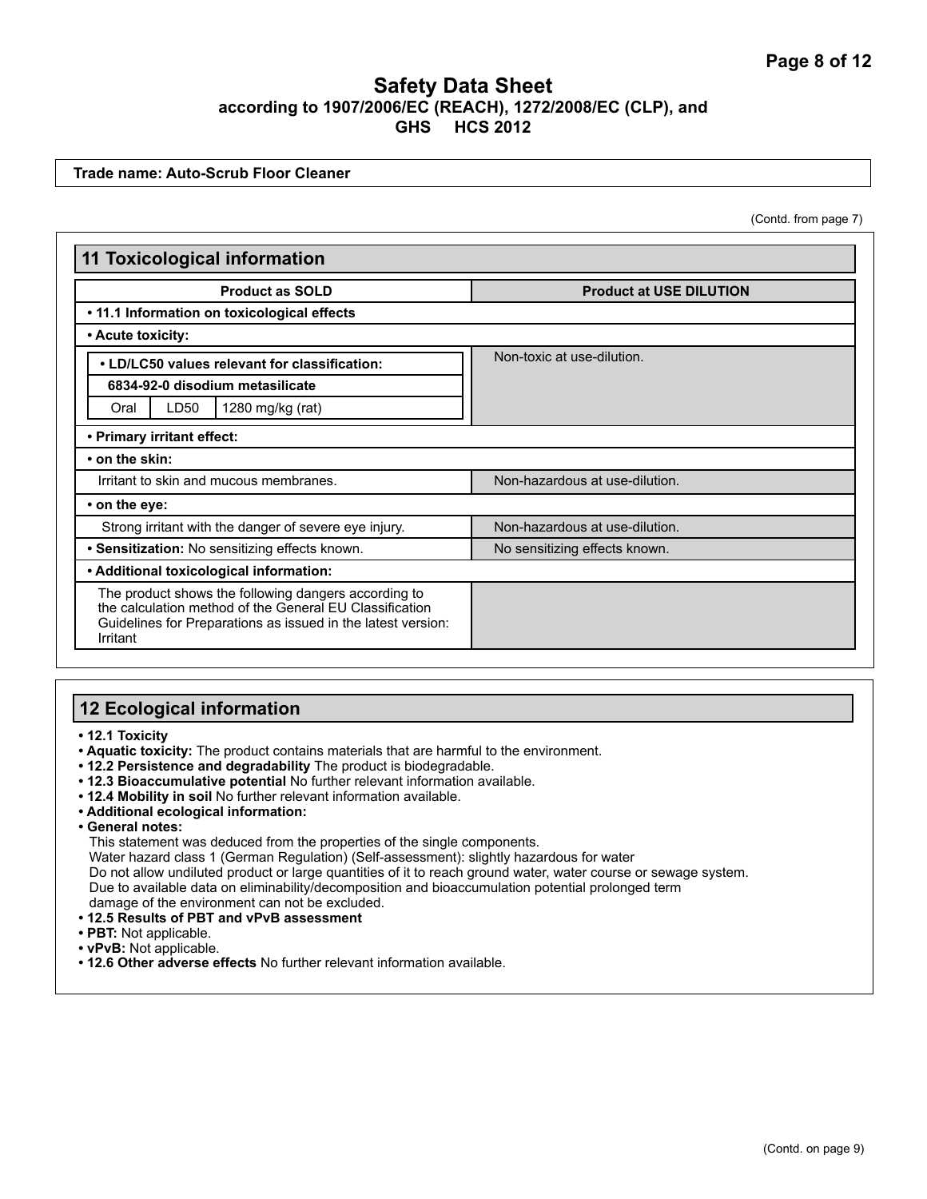# Safety Data Sheet
**according to 1907/2006/EC (REACH), 1272/2008/EC (CLP), and GHS HCS 2012**

**Trade name: Auto-Scrub Floor Cleaner**

(Contd. from page 7)

## 11 Toxicological information

| Product as SOLD | Product at USE DILUTION |
|---|---|
| **• 11.1 Information on toxicological effects** | |
| **• Acute toxicity:** | |
| **• LD/LC50 values relevant for classification:**<br>**6834-92-0 disodium metasilicate**<br>Oral / LD50 / 1280 mg/kg (rat) | Non-toxic at use-dilution. |
| **• Primary irritant effect:** | |
| **• on the skin:** | |
| Irritant to skin and mucous membranes. | Non-hazardous at use-dilution. |
| **• on the eye:** | |
| Strong irritant with the danger of severe eye injury. | Non-hazardous at use-dilution. |
| **• Sensitization:** No sensitizing effects known. | No sensitizing effects known. |
| **• Additional toxicological information:** | |
| The product shows the following dangers according to the calculation method of the General EU Classification Guidelines for Preparations as issued in the latest version: Irritant | |

## 12 Ecological information

- **12.1 Toxicity**
- **Aquatic toxicity:** The product contains materials that are harmful to the environment.
- **12.2 Persistence and degradability** The product is biodegradable.
- **12.3 Bioaccumulative potential** No further relevant information available.
- **12.4 Mobility in soil** No further relevant information available.
- **Additional ecological information:**
- **General notes:**
  This statement was deduced from the properties of the single components.
  Water hazard class 1 (German Regulation) (Self-assessment): slightly hazardous for water
  Do not allow undiluted product or large quantities of it to reach ground water, water course or sewage system.
  Due to available data on eliminability/decomposition and bioaccumulation potential prolonged term damage of the environment can not be excluded.
- **12.5 Results of PBT and vPvB assessment**
- **PBT:** Not applicable.
- **vPvB:** Not applicable.
- **12.6 Other adverse effects** No further relevant information available.

(Contd. on page 9)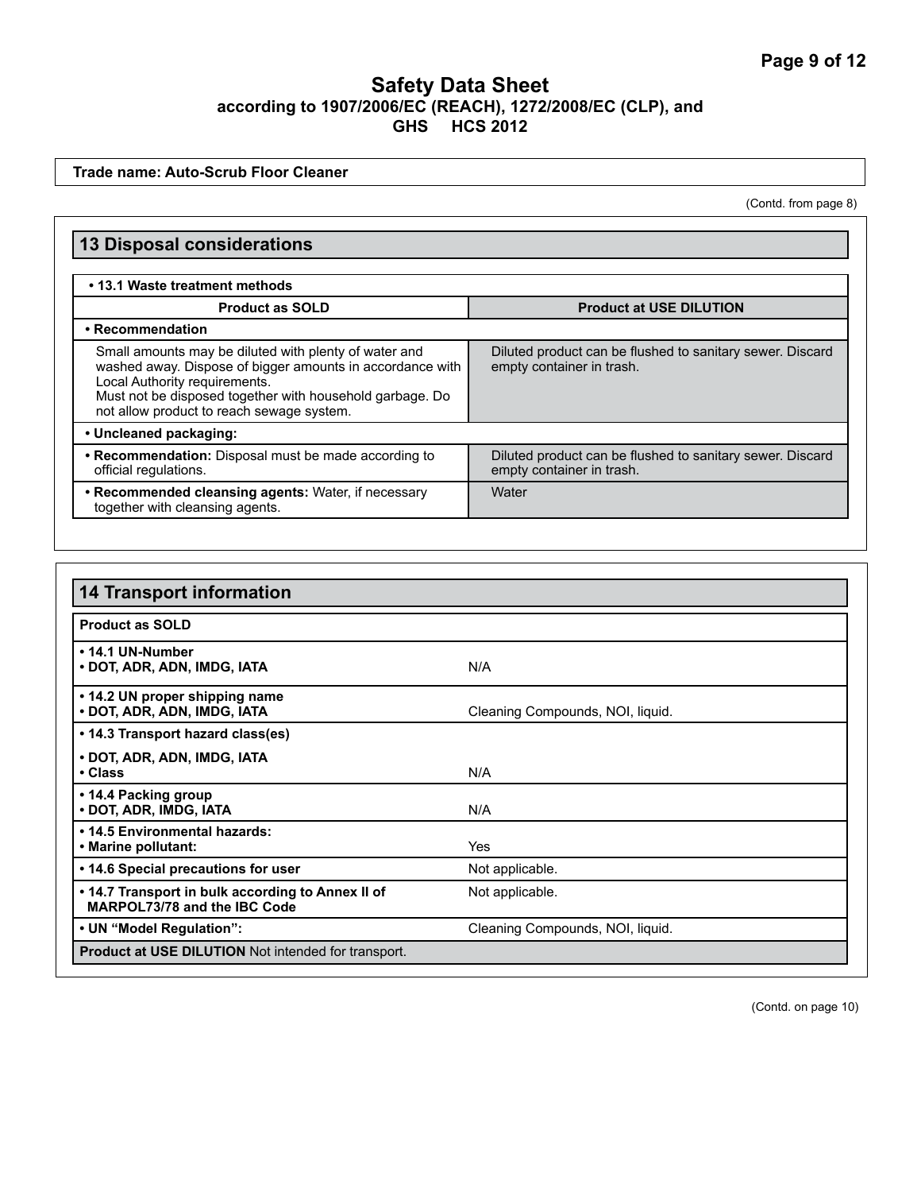# Safety Data Sheet
**according to 1907/2006/EC (REACH), 1272/2008/EC (CLP), and GHS HCS 2012**

**Trade name: Auto-Scrub Floor Cleaner**

(Contd. from page 8)

## 13 Disposal considerations

| • 13.1 Waste treatment methods | |
|---|---|
| **Product as SOLD** | **Product at USE DILUTION** |
| **• Recommendation** | |
| Small amounts may be diluted with plenty of water and washed away. Dispose of bigger amounts in accordance with Local Authority requirements. Must not be disposed together with household garbage. Do not allow product to reach sewage system. | Diluted product can be flushed to sanitary sewer. Discard empty container in trash. |
| **• Uncleaned packaging:** | |
| **• Recommendation:** Disposal must be made according to official regulations. | Diluted product can be flushed to sanitary sewer. Discard empty container in trash. |
| **• Recommended cleansing agents:** Water, if necessary together with cleansing agents. | Water |

## 14 Transport information

| **Product as SOLD** | |
|---|---|
| **• 14.1 UN-Number** <br> **• DOT, ADR, ADN, IMDG, IATA** | N/A |
| **• 14.2 UN proper shipping name** <br> **• DOT, ADR, ADN, IMDG, IATA** | Cleaning Compounds, NOI, liquid. |
| **• 14.3 Transport hazard class(es)** | |
| **• DOT, ADR, ADN, IMDG, IATA** <br> **• Class** | N/A |
| **• 14.4 Packing group** <br> **• DOT, ADR, IMDG, IATA** | N/A |
| **• 14.5 Environmental hazards:** <br> **• Marine pollutant:** | Yes |
| **• 14.6 Special precautions for user** | Not applicable. |
| **• 14.7 Transport in bulk according to Annex II of MARPOL73/78 and the IBC Code** | Not applicable. |
| **• UN "Model Regulation":** | Cleaning Compounds, NOI, liquid. |
| **Product at USE DILUTION** Not intended for transport. | |

(Contd. on page 10)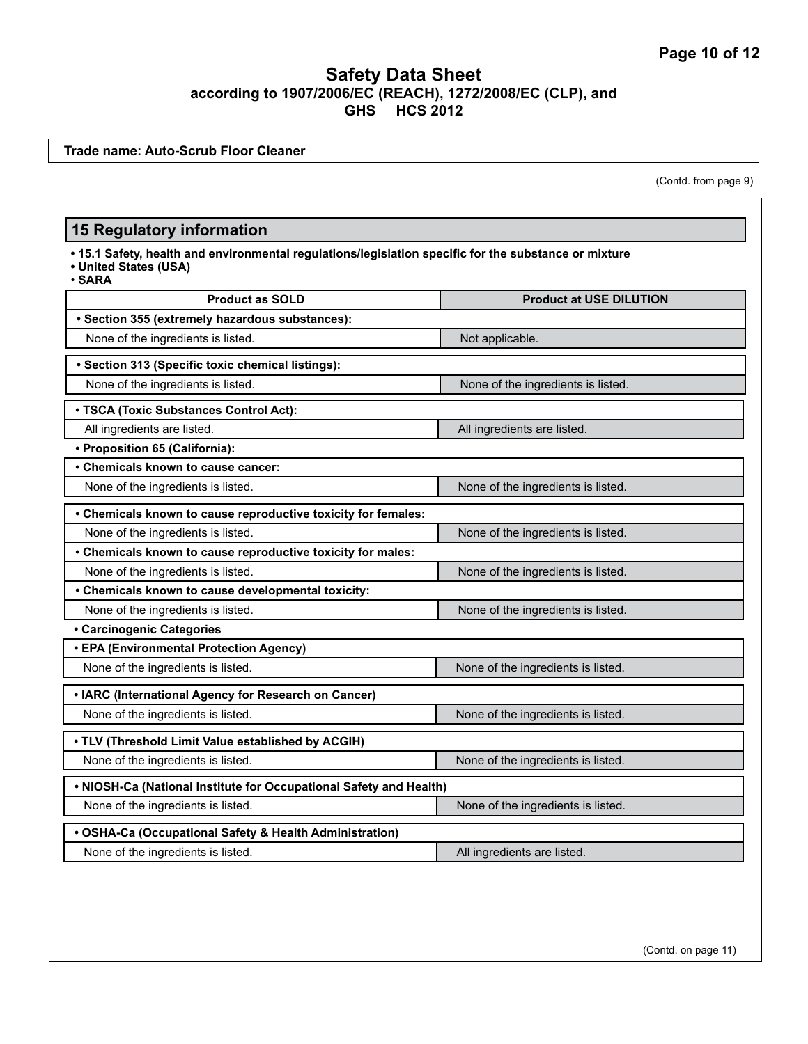**Safety Data Sheet**
**according to 1907/2006/EC (REACH), 1272/2008/EC (CLP), and GHS HCS 2012**

**Trade name: Auto-Scrub Floor Cleaner**

(Contd. from page 9)

## 15 Regulatory information

- **15.1 Safety, health and environmental regulations/legislation specific for the substance or mixture**
- **United States (USA)**
- **SARA**

| Product as SOLD | Product at USE DILUTION |
|---|---|
| **• Section 355 (extremely hazardous substances):** | |
| None of the ingredients is listed. | Not applicable. |
| **• Section 313 (Specific toxic chemical listings):** | |
| None of the ingredients is listed. | None of the ingredients is listed. |
| **• TSCA (Toxic Substances Control Act):** | |
| All ingredients are listed. | All ingredients are listed. |
| **• Proposition 65 (California):** | |
| **• Chemicals known to cause cancer:** | |
| None of the ingredients is listed. | None of the ingredients is listed. |
| **• Chemicals known to cause reproductive toxicity for females:** | |
| None of the ingredients is listed. | None of the ingredients is listed. |
| **• Chemicals known to cause reproductive toxicity for males:** | |
| None of the ingredients is listed. | None of the ingredients is listed. |
| **• Chemicals known to cause developmental toxicity:** | |
| None of the ingredients is listed. | None of the ingredients is listed. |
| **• Carcinogenic Categories** | |
| **• EPA (Environmental Protection Agency)** | |
| None of the ingredients is listed. | None of the ingredients is listed. |
| **• IARC (International Agency for Research on Cancer)** | |
| None of the ingredients is listed. | None of the ingredients is listed. |
| **• TLV (Threshold Limit Value established by ACGIH)** | |
| None of the ingredients is listed. | None of the ingredients is listed. |
| **• NIOSH-Ca (National Institute for Occupational Safety and Health)** | |
| None of the ingredients is listed. | None of the ingredients is listed. |
| **• OSHA-Ca (Occupational Safety & Health Administration)** | |
| None of the ingredients is listed. | All ingredients are listed. |

(Contd. on page 11)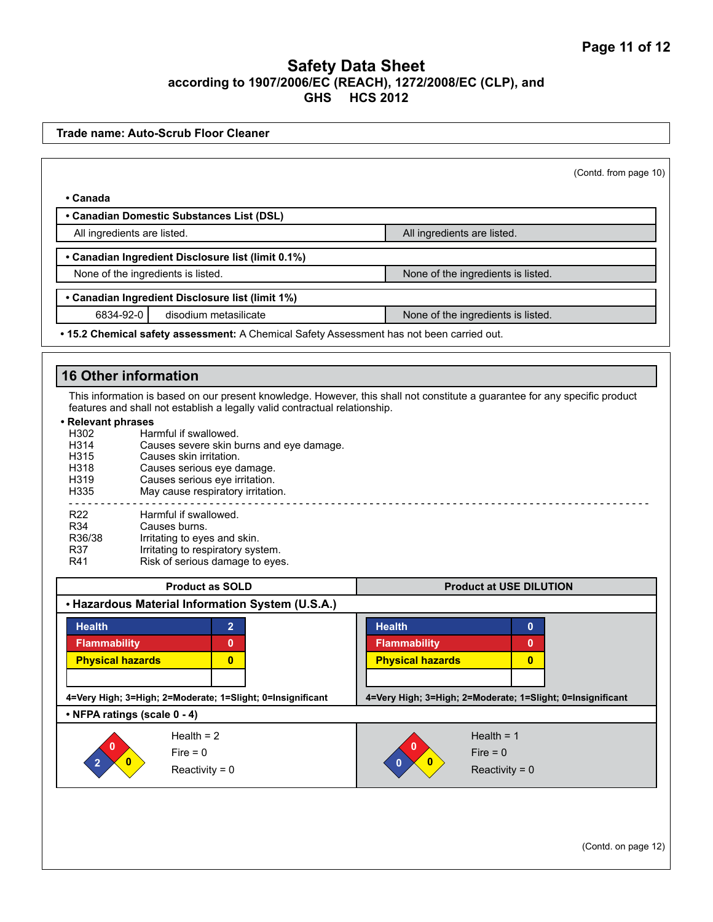# Safety Data Sheet

**according to 1907/2006/EC (REACH), 1272/2008/EC (CLP), and GHS HCS 2012**

**Trade name: Auto-Scrub Floor Cleaner**

(Contd. from page 10)

**• Canada**

| **• Canadian Domestic Substances List (DSL)** | |
|---|---|
| All ingredients are listed. | All ingredients are listed. |

| **• Canadian Ingredient Disclosure list (limit 0.1%)** | |
|---|---|
| None of the ingredients is listed. | None of the ingredients is listed. |

| **• Canadian Ingredient Disclosure list (limit 1%)** | | |
|---|---|---|
| 6834-92-0 | disodium metasilicate | None of the ingredients is listed. |

**• 15.2 Chemical safety assessment:** A Chemical Safety Assessment has not been carried out.

## 16 Other information

This information is based on our present knowledge. However, this shall not constitute a guarantee for any specific product features and shall not establish a legally valid contractual relationship.

**• Relevant phrases**

H302 Harmful if swallowed.
H314 Causes severe skin burns and eye damage.
H315 Causes skin irritation.
H318 Causes serious eye damage.
H319 Causes serious eye irritation.
H335 May cause respiratory irritation.

---

R22 Harmful if swallowed.
R34 Causes burns.
R36/38 Irritating to eyes and skin.
R37 Irritating to respiratory system.
R41 Risk of serious damage to eyes.

| Product as SOLD | Product at USE DILUTION |
|---|---|
| **• Hazardous Material Information System (U.S.A.)** | |
| Health 2 | Health 0 |
| Flammability 0 | Flammability 0 |
| Physical hazards 0 | Physical hazards 0 |
| 4=Very High; 3=High; 2=Moderate; 1=Slight; 0=Insignificant | 4=Very High; 3=High; 2=Moderate; 1=Slight; 0=Insignificant |
| **• NFPA ratings (scale 0 - 4)** | |
| Health = 2 | Health = 1 |
| Fire = 0 | Fire = 0 |
| Reactivity = 0 | Reactivity = 0 |

(Contd. on page 12)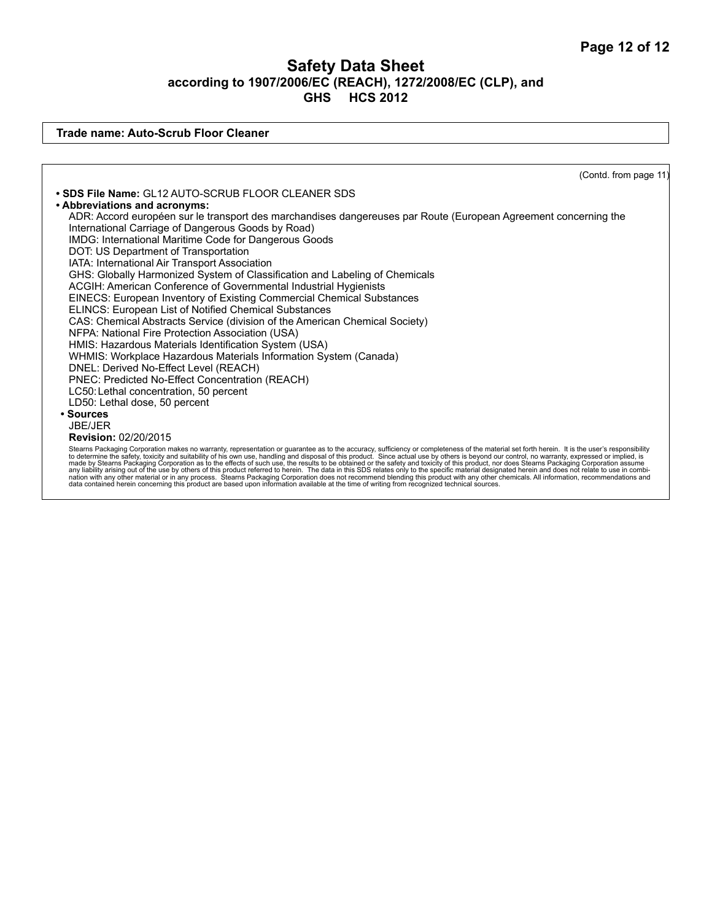# Safety Data Sheet
## according to 1907/2006/EC (REACH), 1272/2008/EC (CLP), and GHS HCS 2012

**Trade name: Auto-Scrub Floor Cleaner**

(Contd. from page 11)

- **SDS File Name:** GL12 AUTO-SCRUB FLOOR CLEANER SDS
- **Abbreviations and acronyms:**

  ADR: Accord européen sur le transport des marchandises dangereuses par Route (European Agreement concerning the International Carriage of Dangerous Goods by Road)
  IMDG: International Maritime Code for Dangerous Goods
  DOT: US Department of Transportation
  IATA: International Air Transport Association
  GHS: Globally Harmonized System of Classification and Labeling of Chemicals
  ACGIH: American Conference of Governmental Industrial Hygienists
  EINECS: European Inventory of Existing Commercial Chemical Substances
  ELINCS: European List of Notified Chemical Substances
  CAS: Chemical Abstracts Service (division of the American Chemical Society)
  NFPA: National Fire Protection Association (USA)
  HMIS: Hazardous Materials Identification System (USA)
  WHMIS: Workplace Hazardous Materials Information System (Canada)
  DNEL: Derived No-Effect Level (REACH)
  PNEC: Predicted No-Effect Concentration (REACH)
  LC50: Lethal concentration, 50 percent
  LD50: Lethal dose, 50 percent
- **Sources**

  JBE/JER

  **Revision:** 02/20/2015

Stearns Packaging Corporation makes no warranty, representation or guarantee as to the accuracy, sufficiency or completeness of the material set forth herein. It is the user's responsibility to determine the safety, toxicity and suitability of his own use, handling and disposal of this product. Since actual use by others is beyond our control, no warranty, expressed or implied, is made by Stearns Packaging Corporation as to the effects of such use, the results to be obtained or the safety and toxicity of this product, nor does Stearns Packaging Corporation assume any liability arising out of the use by others of this product referred to herein. The data in this SDS relates only to the specific material designated herein and does not relate to use in combination with any other material or in any process. Stearns Packaging Corporation does not recommend blending this product with any other chemicals. All information, recommendations and data contained herein concerning this product are based upon information available at the time of writing from recognized technical sources.